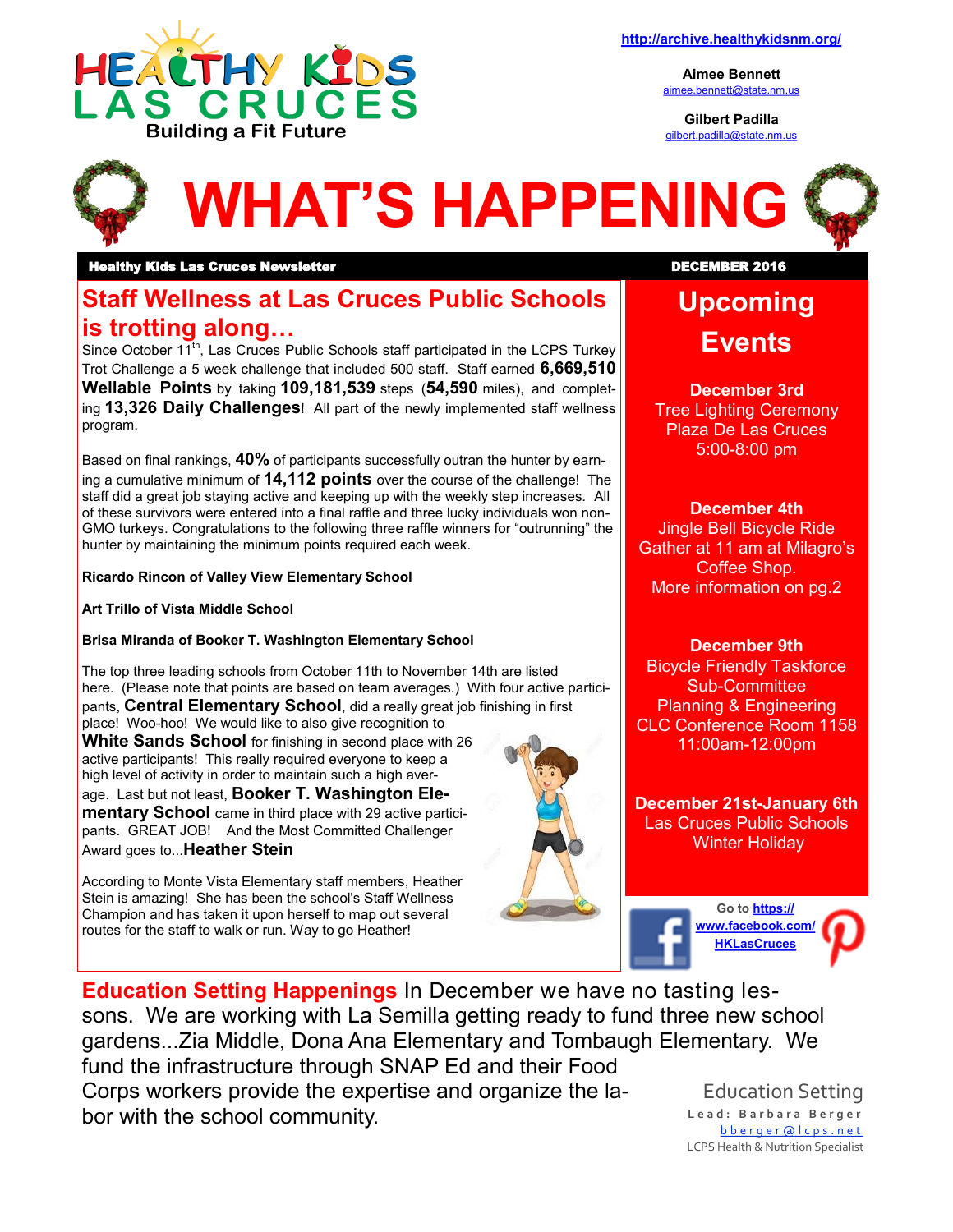HEALTHY KIDS LAS CRUCES

Building a Fit Future

http://archive.healthykidsnm.org/

**Aimee Bennett**
aimee.bennett@state.nm.us

**Gilbert Padilla**
gilbert.padilla@state.nm.us

# WHAT'S HAPPENING

**Healthy Kids Las Cruces Newsletter** **DECEMBER 2016**

## Staff Wellness at Las Cruces Public Schools is trotting along…

Since October 11th, Las Cruces Public Schools staff participated in the LCPS Turkey Trot Challenge a 5 week challenge that included 500 staff. Staff earned **6,669,510 Wellable Points** by taking **109,181,539** steps (**54,590** miles), and completing **13,326 Daily Challenges**! All part of the newly implemented staff wellness program.

Based on final rankings, **40%** of participants successfully outran the hunter by earning a cumulative minimum of **14,112 points** over the course of the challenge! The staff did a great job staying active and keeping up with the weekly step increases. All of these survivors were entered into a final raffle and three lucky individuals won non-GMO turkeys. Congratulations to the following three raffle winners for "outrunning" the hunter by maintaining the minimum points required each week.

**Ricardo Rincon of Valley View Elementary School**

**Art Trillo of Vista Middle School**

**Brisa Miranda of Booker T. Washington Elementary School**

The top three leading schools from October 11th to November 14th are listed here. (Please note that points are based on team averages.) With four active participants, **Central Elementary School**, did a really great job finishing in first place! Woo-hoo! We would like to also give recognition to **White Sands School** for finishing in second place with 26 active participants! This really required everyone to keep a high level of activity in order to maintain such a high average. Last but not least, **Booker T. Washington Elementary School** came in third place with 29 active participants. GREAT JOB! And the Most Committed Challenger Award goes to...**Heather Stein**

According to Monte Vista Elementary staff members, Heather Stein is amazing! She has been the school's Staff Wellness Champion and has taken it upon herself to map out several routes for the staff to walk or run. Way to go Heather!

## Upcoming Events

**December 3rd**
Tree Lighting Ceremony
Plaza De Las Cruces
5:00-8:00 pm

**December 4th**
Jingle Bell Bicycle Ride
Gather at 11 am at Milagro's Coffee Shop.
More information on pg.2

**December 9th**
Bicycle Friendly Taskforce Sub-Committee
Planning & Engineering
CLC Conference Room 1158
11:00am-12:00pm

**December 21st-January 6th**
Las Cruces Public Schools Winter Holiday

Go to **https://www.facebook.com/HKLasCruces**

**Education Setting Happenings** In December we have no tasting lessons. We are working with La Semilla getting ready to fund three new school gardens...Zia Middle, Dona Ana Elementary and Tombaugh Elementary. We fund the infrastructure through SNAP Ed and their Food Corps workers provide the expertise and organize the labor with the school community.

Education Setting
Lead: Barbara Berger
bberger@lcps.net
LCPS Health & Nutrition Specialist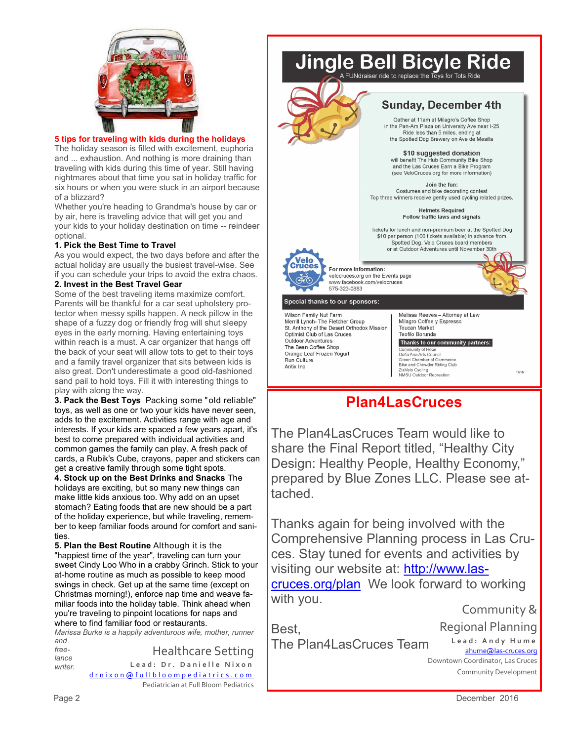## 5 tips for traveling with kids during the holidays

The holiday season is filled with excitement, euphoria and ... exhaustion. And nothing is more draining than traveling with kids during this time of year. Still having nightmares about that time you sat in holiday traffic for six hours or when you were stuck in an airport because of a blizzard?

Whether you're heading to Grandma's house by car or by air, here is traveling advice that will get you and your kids to your holiday destination on time -- reindeer optional.

**1. Pick the Best Time to Travel**

As you would expect, the two days before and after the actual holiday are usually the busiest travel-wise. See if you can schedule your trips to avoid the extra chaos.

**2. Invest in the Best Travel Gear**

Some of the best traveling items maximize comfort. Parents will be thankful for a car seat upholstery protector when messy spills happen. A neck pillow in the shape of a fuzzy dog or friendly frog will shut sleepy eyes in the early morning. Having entertaining toys within reach is a must. A car organizer that hangs off the back of your seat will allow tots to get to their toys and a family travel organizer that sits between kids is also great. Don't underestimate a good old-fashioned sand pail to hold toys. Fill it with interesting things to play with along the way.

**3. Pack the Best Toys** Packing some "old reliable" toys, as well as one or two your kids have never seen, adds to the excitement. Activities range with age and interests. If your kids are spaced a few years apart, it's best to come prepared with individual activities and common games the family can play. A fresh pack of cards, a Rubik's Cube, crayons, paper and stickers can get a creative family through some tight spots.

**4. Stock up on the Best Drinks and Snacks** The holidays are exciting, but so many new things can make little kids anxious too. Why add on an upset stomach? Eating foods that are new should be a part of the holiday experience, but while traveling, remember to keep familiar foods around for comfort and sanities.

**5. Plan the Best Routine** Although it is the "happiest time of the year", traveling can turn your sweet Cindy Loo Who in a crabby Grinch. Stick to your at-home routine as much as possible to keep mood swings in check. Get up at the same time (except on Christmas morning!), enforce nap time and weave familiar foods into the holiday table. Think ahead when you're traveling to pinpoint locations for naps and where to find familiar food or restaurants.

*Marissa Burke is a happily adventurous wife, mother, runner and free-lance writer.*

Healthcare Setting
Lead: Dr. Danielle Nixon
drnixon@fullbloompediatrics.com
Pediatrician at Full Bloom Pediatrics

# Jingle Bell Bicyle Ride

A FUNdraiser ride to replace the Toys for Tots Ride

## Sunday, December 4th

Gather at 11am at Milagro's Coffee Shop in the Pan-Am Plaza on University Ave near I-25
Ride less than 5 miles, ending at the Spotted Dog Brewery on Ave de Mesilla

**$10 suggested donation**
will benefit The Hub Community Bike Shop and the Las Cruces Earn a Bike Program
(see VeloCruces.org for more information)

**Join the fun:**
Costumes and bike decorating contest
Top three winners receive gently used cycling related prizes.

**Helmets Required**
**Follow traffic laws and signals**

Tickets for lunch and non-premium beer at the Spotted Dog
$10 per person (100 tickets available) in advance from Spotted Dog, Velo Cruces board members or at Outdoor Adventures until November 30th

Velo Cruces

**For more information:**
velocruces.org on the Events page
www.facebook.com/velocruces
575-323-0883

**Special thanks to our sponsors:**

Wilson Family Nut Farm
Merrill Lynch- The Fletcher Group
St. Anthony of the Desert Orthodox Mission
Optimist Club of Las Cruces
Outdoor Adventures
The Bean Coffee Shop
Orange Leaf Frozen Yogurt
Run Culture
Antix Inc.
Melissa Reeves – Attorney at Law
Milagro Coffee y Espresso
Toucan Market
Teofilo Borunda

**Thanks to our community partners:**

Community of Hope
Doña Ana Arts Council
Green Chamber of Commerce
Bike and Chowder Riding Club
ZiaVelo Cycling
NMSU Outdoor Recreation

11/16

## Plan4LasCruces

The Plan4LasCruces Team would like to share the Final Report titled, "Healthy City Design: Healthy People, Healthy Economy," prepared by Blue Zones LLC. Please see attached.

Thanks again for being involved with the Comprehensive Planning process in Las Cruces. Stay tuned for events and activities by visiting our website at: http://www.las-cruces.org/plan We look forward to working with you.

Best,
The Plan4LasCruces Team

Community & Regional Planning
Lead: Andy Hume
ahume@las-cruces.org
Downtown Coordinator, Las Cruces Community Development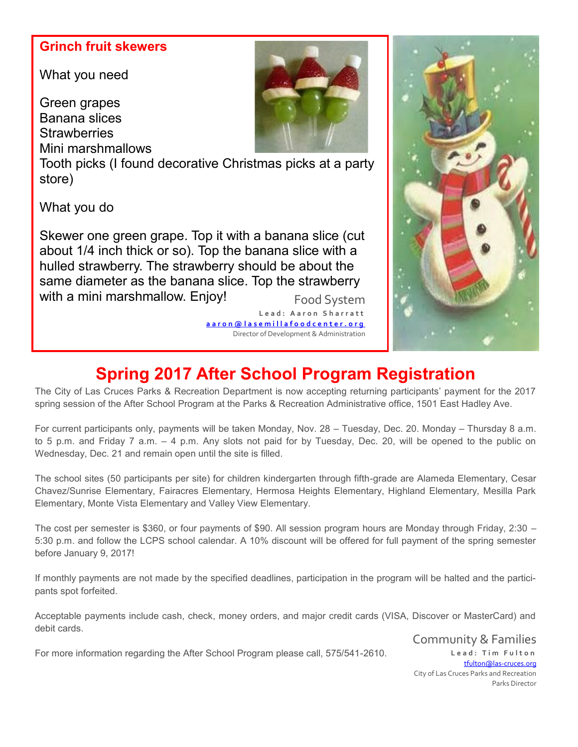## Grinch fruit skewers

What you need

Green grapes
Banana slices
Strawberries
Mini marshmallows
Tooth picks (I found decorative Christmas picks at a party store)

What you do

Skewer one green grape. Top it with a banana slice (cut about 1/4 inch thick or so). Top the banana slice with a hulled strawberry. The strawberry should be about the same diameter as the banana slice. Top the strawberry with a mini marshmallow. Enjoy!

Food System
**Lead: Aaron Sharratt**
aaron@lasemillafoodcenter.org
Director of Development & Administration

# Spring 2017 After School Program Registration

The City of Las Cruces Parks & Recreation Department is now accepting returning participants' payment for the 2017 spring session of the After School Program at the Parks & Recreation Administrative office, 1501 East Hadley Ave.

For current participants only, payments will be taken Monday, Nov. 28 – Tuesday, Dec. 20. Monday – Thursday 8 a.m. to 5 p.m. and Friday 7 a.m. – 4 p.m. Any slots not paid for by Tuesday, Dec. 20, will be opened to the public on Wednesday, Dec. 21 and remain open until the site is filled.

The school sites (50 participants per site) for children kindergarten through fifth-grade are Alameda Elementary, Cesar Chavez/Sunrise Elementary, Fairacres Elementary, Hermosa Heights Elementary, Highland Elementary, Mesilla Park Elementary, Monte Vista Elementary and Valley View Elementary.

The cost per semester is $360, or four payments of $90. All session program hours are Monday through Friday, 2:30 – 5:30 p.m. and follow the LCPS school calendar. A 10% discount will be offered for full payment of the spring semester before January 9, 2017!

If monthly payments are not made by the specified deadlines, participation in the program will be halted and the participants spot forfeited.

Acceptable payments include cash, check, money orders, and major credit cards (VISA, Discover or MasterCard) and debit cards.

For more information regarding the After School Program please call, 575/541-2610.

Community & Families
**Lead: Tim Fulton**
tfulton@las-cruces.org
City of Las Cruces Parks and Recreation
Parks Director